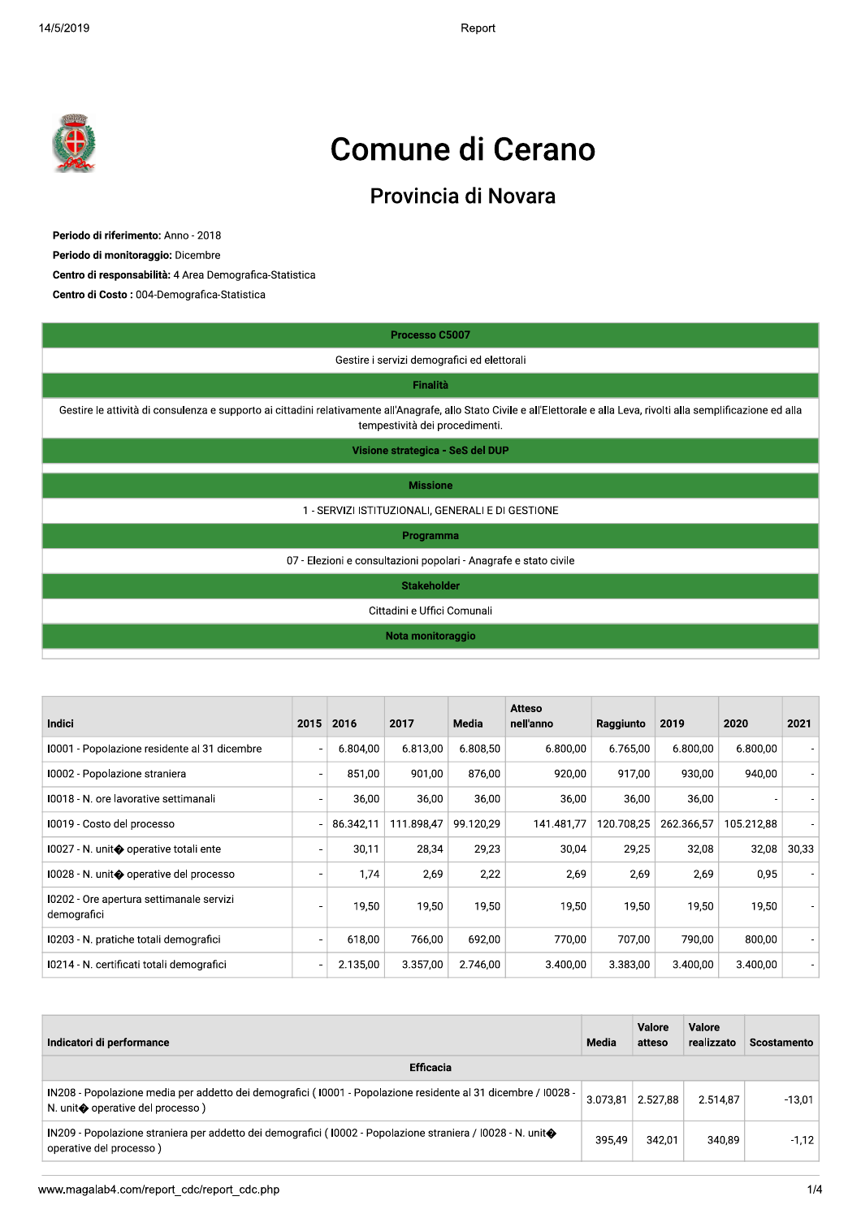# Comune di Cerano

## Provincia di Novara

**Periodo di riferimento:** Anno - 2018

**Periodo di monitoraggio:** Dicembre

**Centro di responsabilità:** 4 Area Demografica-Statistica

**Centro di Costo :** 004-Demografica-Statistica

| Processo C5007 |
|---|
| Gestire i servizi demografici ed elettorali |
| **Finalità** |
| Gestire le attività di consulenza e supporto ai cittadini relativamente all'Anagrafe, allo Stato Civile e all'Elettorale e alla Leva, rivolti alla semplificazione ed alla tempestività dei procedimenti. |
| **Visione strategica - SeS del DUP** |
| |
| **Missione** |
| 1 - SERVIZI ISTITUZIONALI, GENERALI E DI GESTIONE |
| **Programma** |
| 07 - Elezioni e consultazioni popolari - Anagrafe e stato civile |
| **Stakeholder** |
| Cittadini e Uffici Comunali |
| **Nota monitoraggio** |
| |

| Indici | 2015 | 2016 | 2017 | Media | Atteso nell'anno | Raggiunto | 2019 | 2020 | 2021 |
|---|---|---|---|---|---|---|---|---|---|
| I0001 - Popolazione residente al 31 dicembre | - | 6.804,00 | 6.813,00 | 6.808,50 | 6.800,00 | 6.765,00 | 6.800,00 | 6.800,00 | - |
| I0002 - Popolazione straniera | - | 851,00 | 901,00 | 876,00 | 920,00 | 917,00 | 930,00 | 940,00 | - |
| I0018 - N. ore lavorative settimanali | - | 36,00 | 36,00 | 36,00 | 36,00 | 36,00 | 36,00 | - | - |
| I0019 - Costo del processo | - | 86.342,11 | 111.898,47 | 99.120,29 | 141.481,77 | 120.708,25 | 262.366,57 | 105.212,88 | - |
| I0027 - N. unit� operative totali ente | - | 30,11 | 28,34 | 29,23 | 30,04 | 29,25 | 32,08 | 32,08 | 30,33 |
| I0028 - N. unit� operative del processo | - | 1,74 | 2,69 | 2,22 | 2,69 | 2,69 | 2,69 | 0,95 | - |
| I0202 - Ore apertura settimanale servizi demografici | - | 19,50 | 19,50 | 19,50 | 19,50 | 19,50 | 19,50 | 19,50 | - |
| I0203 - N. pratiche totali demografici | - | 618,00 | 766,00 | 692,00 | 770,00 | 707,00 | 790,00 | 800,00 | - |
| I0214 - N. certificati totali demografici | - | 2.135,00 | 3.357,00 | 2.746,00 | 3.400,00 | 3.383,00 | 3.400,00 | 3.400,00 | - |

| Indicatori di performance | Media | Valore atteso | Valore realizzato | Scostamento |
|---|---|---|---|---|
| **Efficacia** | | | | |
| IN208 - Popolazione media per addetto dei demografici ( I0001 - Popolazione residente al 31 dicembre / I0028 - N. unit� operative del processo ) | 3.073,81 | 2.527,88 | 2.514,87 | -13,01 |
| IN209 - Popolazione straniera per addetto dei demografici ( I0002 - Popolazione straniera / I0028 - N. unit� operative del processo ) | 395,49 | 342,01 | 340,89 | -1,12 |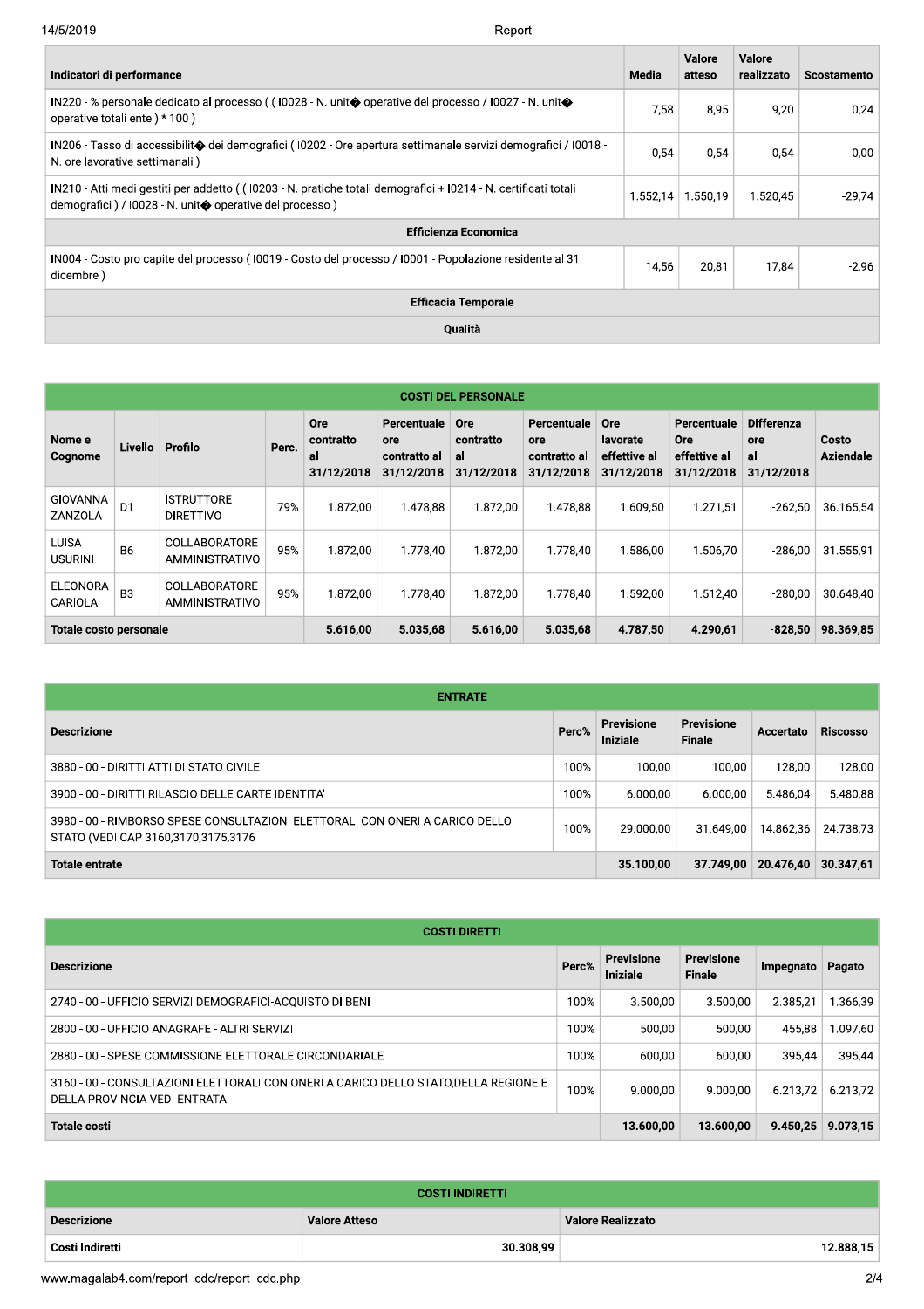| Indicatori di performance | Media | Valore atteso | Valore realizzato | Scostamento |
|---|---|---|---|---|
| IN220 - % personale dedicato al processo ( ( I0028 - N. unit� operative del processo / I0027 - N. unit� operative totali ente ) * 100 ) | 7,58 | 8,95 | 9,20 | 0,24 |
| IN206 - Tasso di accessibilit� dei demografici ( I0202 - Ore apertura settimanale servizi demografici / I0018 - N. ore lavorative settimanali ) | 0,54 | 0,54 | 0,54 | 0,00 |
| IN210 - Atti medi gestiti per addetto ( ( I0203 - N. pratiche totali demografici + I0214 - N. certificati totali demografici ) / I0028 - N. unit� operative del processo ) | 1.552,14 | 1.550,19 | 1.520,45 | -29,74 |
| **Efficienza Economica** | | | | |
| IN004 - Costo pro capite del processo ( I0019 - Costo del processo / I0001 - Popolazione residente al 31 dicembre ) | 14,56 | 20,81 | 17,84 | -2,96 |
| **Efficacia Temporale** | | | | |
| **Qualità** | | | | |

## COSTI DEL PERSONALE

| Nome e Cognome | Livello | Profilo | Perc. | Ore contratto al 31/12/2018 | Percentuale ore contratto al 31/12/2018 | Ore contratto al 31/12/2018 | Percentuale ore contratto al 31/12/2018 | Ore lavorate effettive al 31/12/2018 | Percentuale Ore effettive al 31/12/2018 | Differenza ore al 31/12/2018 | Costo Aziendale |
|---|---|---|---|---|---|---|---|---|---|---|---|
| GIOVANNA ZANZOLA | D1 | ISTRUTTORE DIRETTIVO | 79% | 1.872,00 | 1.478,88 | 1.872,00 | 1.478,88 | 1.609,50 | 1.271,51 | -262,50 | 36.165,54 |
| LUISA USURINI | B6 | COLLABORATORE AMMINISTRATIVO | 95% | 1.872,00 | 1.778,40 | 1.872,00 | 1.778,40 | 1.586,00 | 1.506,70 | -286,00 | 31.555,91 |
| ELEONORA CARIOLA | B3 | COLLABORATORE AMMINISTRATIVO | 95% | 1.872,00 | 1.778,40 | 1.872,00 | 1.778,40 | 1.592,00 | 1.512,40 | -280,00 | 30.648,40 |
| **Totale costo personale** | | | | **5.616,00** | **5.035,68** | **5.616,00** | **5.035,68** | **4.787,50** | **4.290,61** | **-828,50** | **98.369,85** |

## ENTRATE

| Descrizione | Perc% | Previsione Iniziale | Previsione Finale | Accertato | Riscosso |
|---|---|---|---|---|---|
| 3880 - 00 - DIRITTI ATTI DI STATO CIVILE | 100% | 100,00 | 100,00 | 128,00 | 128,00 |
| 3900 - 00 - DIRITTI RILASCIO DELLE CARTE IDENTITA' | 100% | 6.000,00 | 6.000,00 | 5.486,04 | 5.480,88 |
| 3980 - 00 - RIMBORSO SPESE CONSULTAZIONI ELETTORALI CON ONERI A CARICO DELLO STATO (VEDI CAP 3160,3170,3175,3176 | 100% | 29.000,00 | 31.649,00 | 14.862,36 | 24.738,73 |
| **Totale entrate** | | **35.100,00** | **37.749,00** | **20.476,40** | **30.347,61** |

## COSTI DIRETTI

| Descrizione | Perc% | Previsione Iniziale | Previsione Finale | Impegnato | Pagato |
|---|---|---|---|---|---|
| 2740 - 00 - UFFICIO SERVIZI DEMOGRAFICI-ACQUISTO DI BENI | 100% | 3.500,00 | 3.500,00 | 2.385,21 | 1.366,39 |
| 2800 - 00 - UFFICIO ANAGRAFE - ALTRI SERVIZI | 100% | 500,00 | 500,00 | 455,88 | 1.097,60 |
| 2880 - 00 - SPESE COMMISSIONE ELETTORALE CIRCONDARIALE | 100% | 600,00 | 600,00 | 395,44 | 395,44 |
| 3160 - 00 - CONSULTAZIONI ELETTORALI CON ONERI A CARICO DELLO STATO,DELLA REGIONE E DELLA PROVINCIA VEDI ENTRATA | 100% | 9.000,00 | 9.000,00 | 6.213,72 | 6.213,72 |
| **Totale costi** | | **13.600,00** | **13.600,00** | **9.450,25** | **9.073,15** |

## COSTI INDIRETTI

| Descrizione | Valore Atteso | Valore Realizzato |
|---|---|---|
| **Costi Indiretti** | **30.308,99** | **12.888,15** |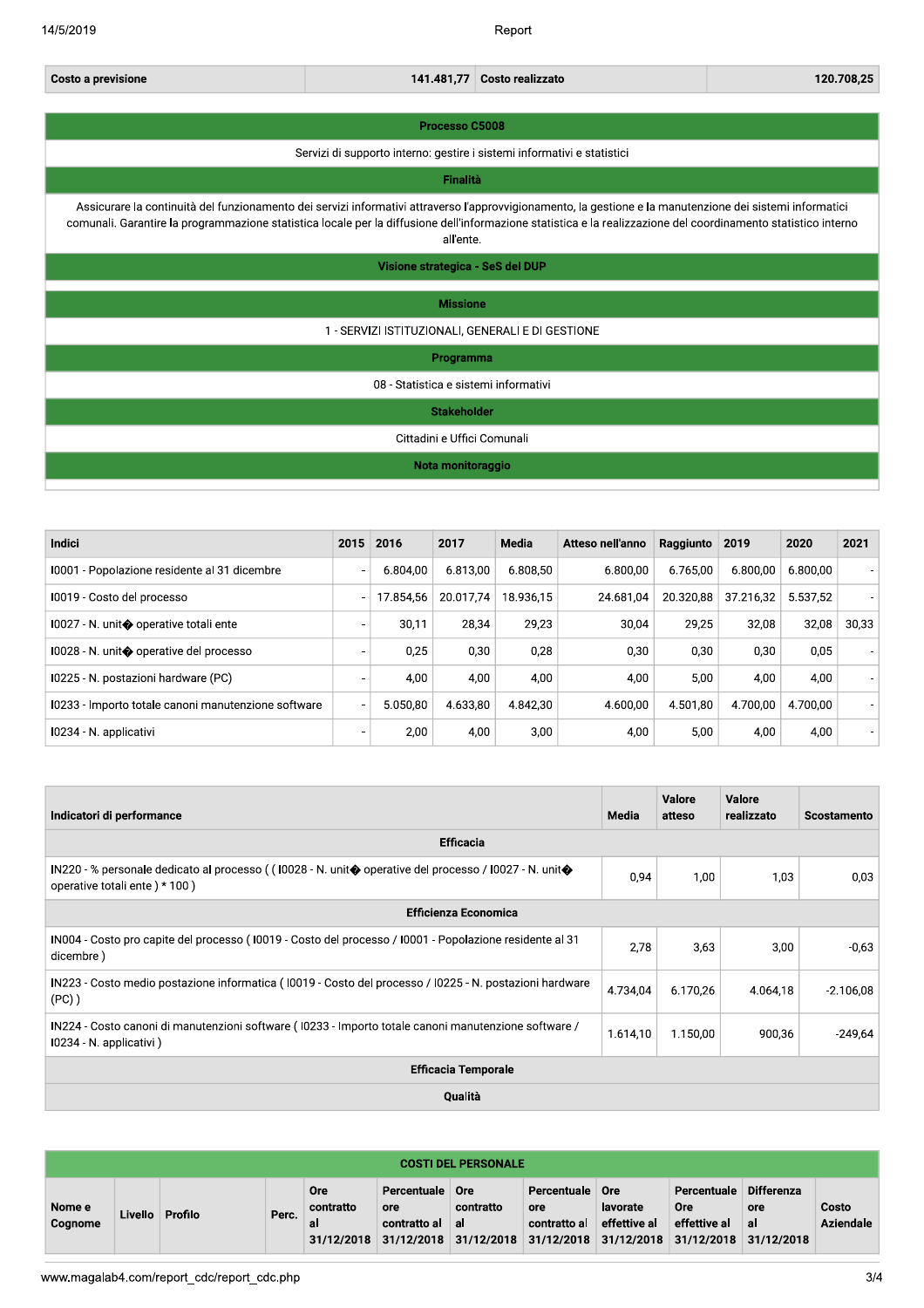| Costo a previsione | 141.481,77 | Costo realizzato | 120.708,25 |
|---|---|---|---|

| Processo C5008 |
|---|
| Servizi di supporto interno: gestire i sistemi informativi e statistici |
| **Finalità** |
| Assicurare la continuità del funzionamento dei servizi informativi attraverso l'approvvigionamento, la gestione e la manutenzione dei sistemi informatici comunali. Garantire la programmazione statistica locale per la diffusione dell'informazione statistica e la realizzazione del coordinamento statistico interno all'ente. |
| **Visione strategica - SeS del DUP** |
| |
| **Missione** |
| 1 - SERVIZI ISTITUZIONALI, GENERALI E DI GESTIONE |
| **Programma** |
| 08 - Statistica e sistemi informativi |
| **Stakeholder** |
| Cittadini e Uffici Comunali |
| **Nota monitoraggio** |
| |

| Indici | 2015 | 2016 | 2017 | Media | Atteso nell'anno | Raggiunto | 2019 | 2020 | 2021 |
|---|---|---|---|---|---|---|---|---|---|
| I0001 - Popolazione residente al 31 dicembre | - | 6.804,00 | 6.813,00 | 6.808,50 | 6.800,00 | 6.765,00 | 6.800,00 | 6.800,00 | - |
| I0019 - Costo del processo | - | 17.854,56 | 20.017,74 | 18.936,15 | 24.681,04 | 20.320,88 | 37.216,32 | 5.537,52 | - |
| I0027 - N. unit� operative totali ente | - | 30,11 | 28,34 | 29,23 | 30,04 | 29,25 | 32,08 | 32,08 | 30,33 |
| I0028 - N. unit� operative del processo | - | 0,25 | 0,30 | 0,28 | 0,30 | 0,30 | 0,30 | 0,05 | - |
| I0225 - N. postazioni hardware (PC) | - | 4,00 | 4,00 | 4,00 | 4,00 | 5,00 | 4,00 | 4,00 | - |
| I0233 - Importo totale canoni manutenzione software | - | 5.050,80 | 4.633,80 | 4.842,30 | 4.600,00 | 4.501,80 | 4.700,00 | 4.700,00 | - |
| I0234 - N. applicativi | - | 2,00 | 4,00 | 3,00 | 4,00 | 5,00 | 4,00 | 4,00 | - |

| Indicatori di performance | Media | Valore atteso | Valore realizzato | Scostamento |
|---|---|---|---|---|
| **Efficacia** | | | | |
| IN220 - % personale dedicato al processo ( ( I0028 - N. unit� operative del processo / I0027 - N. unit� operative totali ente ) * 100 ) | 0,94 | 1,00 | 1,03 | 0,03 |
| **Efficienza Economica** | | | | |
| IN004 - Costo pro capite del processo ( I0019 - Costo del processo / I0001 - Popolazione residente al 31 dicembre ) | 2,78 | 3,63 | 3,00 | -0,63 |
| IN223 - Costo medio postazione informatica ( I0019 - Costo del processo / I0225 - N. postazioni hardware (PC) ) | 4.734,04 | 6.170,26 | 4.064,18 | -2.106,08 |
| IN224 - Costo canoni di manutenzioni software ( I0233 - Importo totale canoni manutenzione software / I0234 - N. applicativi ) | 1.614,10 | 1.150,00 | 900,36 | -249,64 |
| **Efficacia Temporale** | | | | |
| **Qualità** | | | | |

| COSTI DEL PERSONALE | | | | | | | | | | | |
|---|---|---|---|---|---|---|---|---|---|---|---|
| Nome e Cognome | Livello | Profilo | Perc. | Ore contratto al 31/12/2018 | Percentuale ore contratto al 31/12/2018 | Ore contratto al 31/12/2018 | Percentuale ore contratto al 31/12/2018 | Ore lavorate effettive al 31/12/2018 | Percentuale Ore effettive al 31/12/2018 | Differenza ore al 31/12/2018 | Costo Aziendale |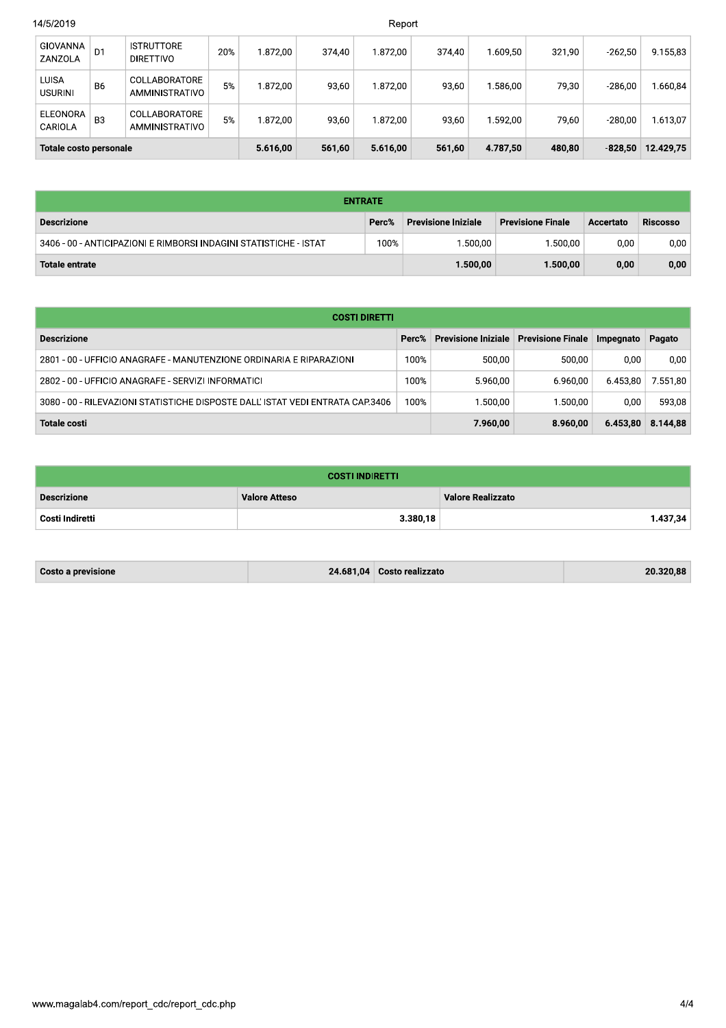| | | | | | | | | | | | |
|---|---|---|---|---|---|---|---|---|---|---|---|
| GIOVANNA ZANZOLA | D1 | ISTRUTTORE DIRETTIVO | 20% | 1.872,00 | 374,40 | 1.872,00 | 374,40 | 1.609,50 | 321,90 | -262,50 | 9.155,83 |
| LUISA USURINI | B6 | COLLABORATORE AMMINISTRATIVO | 5% | 1.872,00 | 93,60 | 1.872,00 | 93,60 | 1.586,00 | 79,30 | -286,00 | 1.660,84 |
| ELEONORA CARIOLA | B3 | COLLABORATORE AMMINISTRATIVO | 5% | 1.872,00 | 93,60 | 1.872,00 | 93,60 | 1.592,00 | 79,60 | -280,00 | 1.613,07 |
| **Totale costo personale** | | | | **5.616,00** | **561,60** | **5.616,00** | **561,60** | **4.787,50** | **480,80** | **-828,50** | **12.429,75** |

| ENTRATE | | | | | |
|---|---|---|---|---|---|
| **Descrizione** | **Perc%** | **Previsione Iniziale** | **Previsione Finale** | **Accertato** | **Riscosso** |
| 3406 - 00 - ANTICIPAZIONI E RIMBORSI INDAGINI STATISTICHE - ISTAT | 100% | 1.500,00 | 1.500,00 | 0,00 | 0,00 |
| **Totale entrate** | | **1.500,00** | **1.500,00** | **0,00** | **0,00** |

| COSTI DIRETTI | | | | | |
|---|---|---|---|---|---|
| **Descrizione** | **Perc%** | **Previsione Iniziale** | **Previsione Finale** | **Impegnato** | **Pagato** |
| 2801 - 00 - UFFICIO ANAGRAFE - MANUTENZIONE ORDINARIA E RIPARAZIONI | 100% | 500,00 | 500,00 | 0,00 | 0,00 |
| 2802 - 00 - UFFICIO ANAGRAFE - SERVIZI INFORMATICI | 100% | 5.960,00 | 6.960,00 | 6.453,80 | 7.551,80 |
| 3080 - 00 - RILEVAZIONI STATISTICHE DISPOSTE DALL' ISTAT VEDI ENTRATA CAP.3406 | 100% | 1.500,00 | 1.500,00 | 0,00 | 593,08 |
| **Totale costi** | | **7.960,00** | **8.960,00** | **6.453,80** | **8.144,88** |

| COSTI INDIRETTI | | |
|---|---|---|
| **Descrizione** | **Valore Atteso** | **Valore Realizzato** |
| **Costi Indiretti** | **3.380,18** | **1.437,34** |

| | | | |
|---|---|---|---|
| **Costo a previsione** | **24.681,04** | **Costo realizzato** | **20.320,88** |